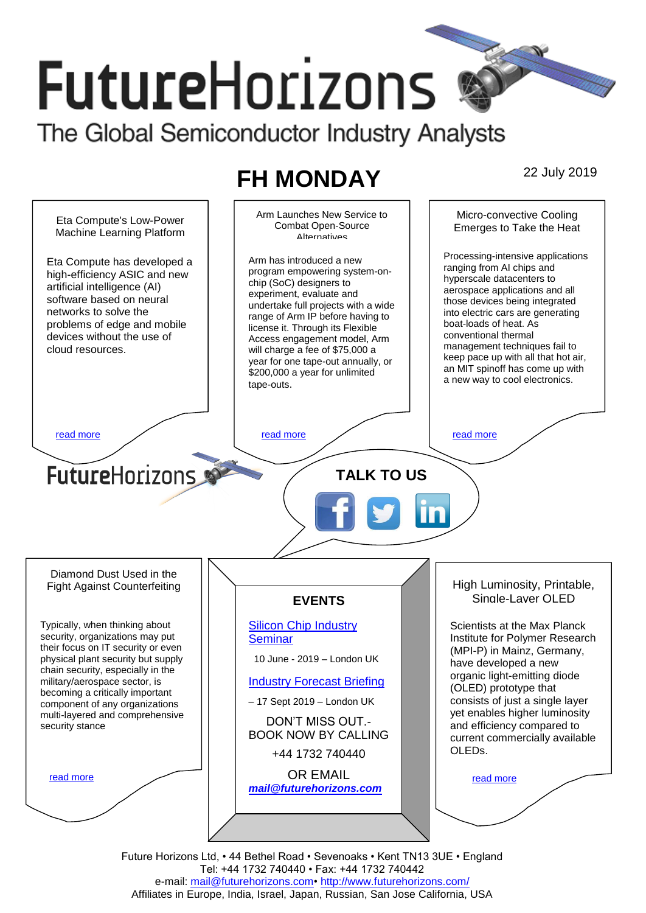# FutureHorizons

The Global Semiconductor Industry Analysts

## FH MONDAY

22 July 2019

### Eta Compute's Low-Power Machine Learning Platform

Eta Compute has developed a high-efficiency ASIC and new artificial intelligence (AI) software based on neural networks to solve the problems of edge and mobile devices without the use of cloud resources.

read more

### Arm Launches New Service to Combat Open-Source Alternatives

Arm has introduced a new program empowering system-on-chip (SoC) designers to experiment, evaluate and undertake full projects with a wide range of Arm IP before having to license it. Through its Flexible Access engagement model, Arm will charge a fee of $75,000 a year for one tape-out annually, or $200,000 a year for unlimited tape-outs.

read more

### Micro-convective Cooling Emerges to Take the Heat

Processing-intensive applications ranging from AI chips and hyperscale datacenters to aerospace applications and all those devices being integrated into electric cars are generating boat-loads of heat. As conventional thermal management techniques fail to keep pace up with all that hot air, an MIT spinoff has come up with a new way to cool electronics.

read more

FutureHorizons

**TALK TO US**

### Diamond Dust Used in the Fight Against Counterfeiting

Typically, when thinking about security, organizations may put their focus on IT security or even physical plant security but supply chain security, especially in the military/aerospace sector, is becoming a critically important component of any organizations multi-layered and comprehensive security stance

read more

### EVENTS

Silicon Chip Industry Seminar

10 June - 2019 – London UK

Industry Forecast Briefing

– 17 Sept 2019 – London UK

DON'T MISS OUT.- BOOK NOW BY CALLING

+44 1732 740440

OR EMAIL

***mail@futurehorizons.com***

### High Luminosity, Printable, Single-Layer OLED

Scientists at the Max Planck Institute for Polymer Research (MPI-P) in Mainz, Germany, have developed a new organic light-emitting diode (OLED) prototype that consists of just a single layer yet enables higher luminosity and efficiency compared to current commercially available OLEDs.

read more

Future Horizons Ltd, • 44 Bethel Road • Sevenoaks • Kent TN13 3UE • England
Tel: +44 1732 740440 • Fax: +44 1732 740442
e-mail: mail@futurehorizons.com• http://www.futurehorizons.com/
Affiliates in Europe, India, Israel, Japan, Russian, San Jose California, USA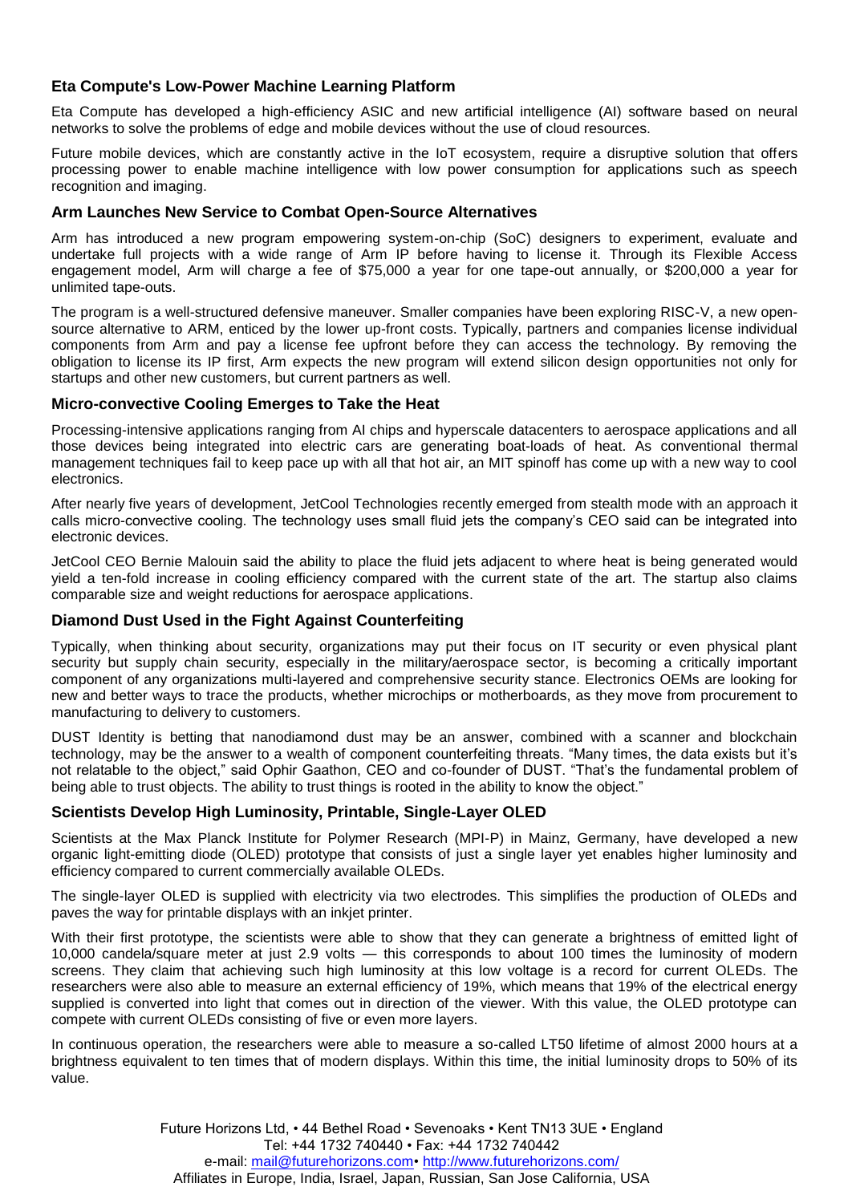### Eta Compute's Low-Power Machine Learning Platform

Eta Compute has developed a high-efficiency ASIC and new artificial intelligence (AI) software based on neural networks to solve the problems of edge and mobile devices without the use of cloud resources.

Future mobile devices, which are constantly active in the IoT ecosystem, require a disruptive solution that offers processing power to enable machine intelligence with low power consumption for applications such as speech recognition and imaging.

### Arm Launches New Service to Combat Open-Source Alternatives

Arm has introduced a new program empowering system-on-chip (SoC) designers to experiment, evaluate and undertake full projects with a wide range of Arm IP before having to license it. Through its Flexible Access engagement model, Arm will charge a fee of $75,000 a year for one tape-out annually, or $200,000 a year for unlimited tape-outs.

The program is a well-structured defensive maneuver. Smaller companies have been exploring RISC-V, a new open-source alternative to ARM, enticed by the lower up-front costs. Typically, partners and companies license individual components from Arm and pay a license fee upfront before they can access the technology. By removing the obligation to license its IP first, Arm expects the new program will extend silicon design opportunities not only for startups and other new customers, but current partners as well.

### Micro-convective Cooling Emerges to Take the Heat

Processing-intensive applications ranging from AI chips and hyperscale datacenters to aerospace applications and all those devices being integrated into electric cars are generating boat-loads of heat. As conventional thermal management techniques fail to keep pace up with all that hot air, an MIT spinoff has come up with a new way to cool electronics.

After nearly five years of development, JetCool Technologies recently emerged from stealth mode with an approach it calls micro-convective cooling. The technology uses small fluid jets the company's CEO said can be integrated into electronic devices.

JetCool CEO Bernie Malouin said the ability to place the fluid jets adjacent to where heat is being generated would yield a ten-fold increase in cooling efficiency compared with the current state of the art. The startup also claims comparable size and weight reductions for aerospace applications.

### Diamond Dust Used in the Fight Against Counterfeiting

Typically, when thinking about security, organizations may put their focus on IT security or even physical plant security but supply chain security, especially in the military/aerospace sector, is becoming a critically important component of any organizations multi-layered and comprehensive security stance. Electronics OEMs are looking for new and better ways to trace the products, whether microchips or motherboards, as they move from procurement to manufacturing to delivery to customers.

DUST Identity is betting that nanodiamond dust may be an answer, combined with a scanner and blockchain technology, may be the answer to a wealth of component counterfeiting threats. "Many times, the data exists but it's not relatable to the object," said Ophir Gaathon, CEO and co-founder of DUST. "That's the fundamental problem of being able to trust objects. The ability to trust things is rooted in the ability to know the object."

### Scientists Develop High Luminosity, Printable, Single-Layer OLED

Scientists at the Max Planck Institute for Polymer Research (MPI-P) in Mainz, Germany, have developed a new organic light-emitting diode (OLED) prototype that consists of just a single layer yet enables higher luminosity and efficiency compared to current commercially available OLEDs.

The single-layer OLED is supplied with electricity via two electrodes. This simplifies the production of OLEDs and paves the way for printable displays with an inkjet printer.

With their first prototype, the scientists were able to show that they can generate a brightness of emitted light of 10,000 candela/square meter at just 2.9 volts — this corresponds to about 100 times the luminosity of modern screens. They claim that achieving such high luminosity at this low voltage is a record for current OLEDs. The researchers were also able to measure an external efficiency of 19%, which means that 19% of the electrical energy supplied is converted into light that comes out in direction of the viewer. With this value, the OLED prototype can compete with current OLEDs consisting of five or even more layers.

In continuous operation, the researchers were able to measure a so-called LT50 lifetime of almost 2000 hours at a brightness equivalent to ten times that of modern displays. Within this time, the initial luminosity drops to 50% of its value.

Future Horizons Ltd, • 44 Bethel Road • Sevenoaks • Kent TN13 3UE • England
Tel: +44 1732 740440 • Fax: +44 1732 740442
e-mail: mail@futurehorizons.com• http://www.futurehorizons.com/
Affiliates in Europe, India, Israel, Japan, Russian, San Jose California, USA